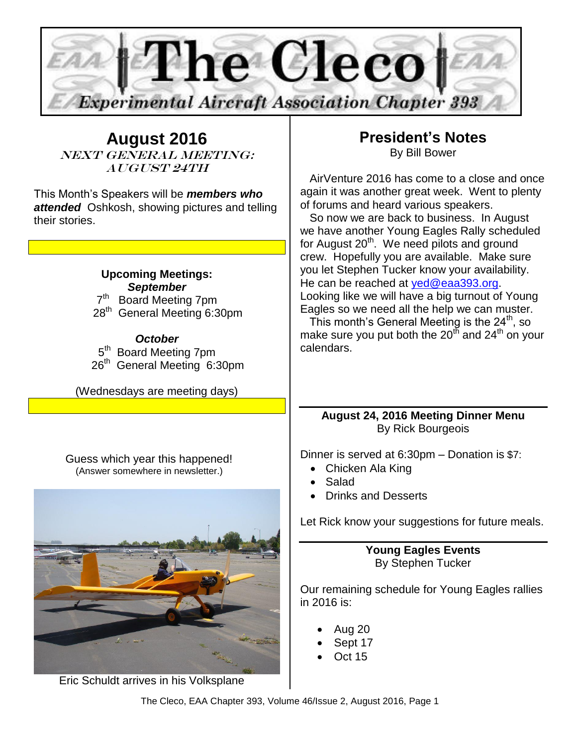# The Cleco

## Experimental Aircraft Association Chapter 393

## August 2016

**NEXT GENERAL MEETING: AUGUST 24TH**

This Month's Speakers will be ***members who attended*** Oshkosh, showing pictures and telling their stories.

**Upcoming Meetings:**

***September***

7th Board Meeting 7pm
28th General Meeting 6:30pm

***October***

5th Board Meeting 7pm
26th General Meeting 6:30pm

(Wednesdays are meeting days)

Guess which year this happened!
(Answer somewhere in newsletter.)

Eric Schuldt arrives in his Volksplane

## President's Notes

By Bill Bower

AirVenture 2016 has come to a close and once again it was another great week. Went to plenty of forums and heard various speakers.

So now we are back to business. In August we have another Young Eagles Rally scheduled for August 20th. We need pilots and ground crew. Hopefully you are available. Make sure you let Stephen Tucker know your availability. He can be reached at yed@eaa393.org. Looking like we will have a big turnout of Young Eagles so we need all the help we can muster.

This month's General Meeting is the 24th, so make sure you put both the 20th and 24th on your calendars.

### August 24, 2016 Meeting Dinner Menu

By Rick Bourgeois

Dinner is served at 6:30pm – Donation is $7:

- Chicken Ala King
- Salad
- Drinks and Desserts

Let Rick know your suggestions for future meals.

### Young Eagles Events

By Stephen Tucker

Our remaining schedule for Young Eagles rallies in 2016 is:

- Aug 20
- Sept 17
- Oct 15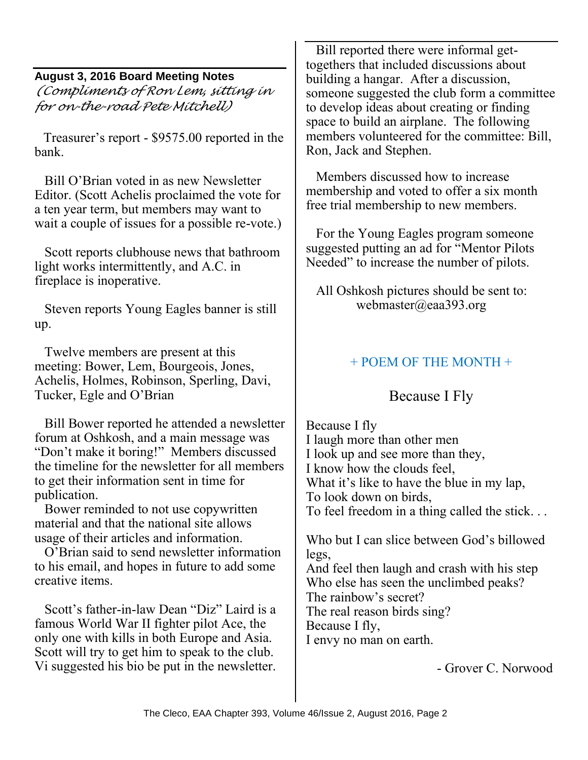## August 3, 2016 Board Meeting Notes

*(Compliments of Ron Lem, sitting in for on-the-road Pete Mitchell)*

Treasurer's report - $9575.00 reported in the bank.

Bill O'Brian voted in as new Newsletter Editor. (Scott Achelis proclaimed the vote for a ten year term, but members may want to wait a couple of issues for a possible re-vote.)

Scott reports clubhouse news that bathroom light works intermittently, and A.C. in fireplace is inoperative.

Steven reports Young Eagles banner is still up.

Twelve members are present at this meeting: Bower, Lem, Bourgeois, Jones, Achelis, Holmes, Robinson, Sperling, Davi, Tucker, Egle and O'Brian

Bill Bower reported he attended a newsletter forum at Oshkosh, and a main message was "Don't make it boring!" Members discussed the timeline for the newsletter for all members to get their information sent in time for publication.

Bower reminded to not use copywritten material and that the national site allows usage of their articles and information.

O'Brian said to send newsletter information to his email, and hopes in future to add some creative items.

Scott's father-in-law Dean "Diz" Laird is a famous World War II fighter pilot Ace, the only one with kills in both Europe and Asia. Scott will try to get him to speak to the club. Vi suggested his bio be put in the newsletter.

Bill reported there were informal get-togethers that included discussions about building a hangar. After a discussion, someone suggested the club form a committee to develop ideas about creating or finding space to build an airplane. The following members volunteered for the committee: Bill, Ron, Jack and Stephen.

Members discussed how to increase membership and voted to offer a six month free trial membership to new members.

For the Young Eagles program someone suggested putting an ad for "Mentor Pilots Needed" to increase the number of pilots.

All Oshkosh pictures should be sent to:
webmaster@eaa393.org

## + POEM OF THE MONTH +

### Because I Fly

Because I fly
I laugh more than other men
I look up and see more than they,
I know how the clouds feel,
What it's like to have the blue in my lap,
To look down on birds,
To feel freedom in a thing called the stick. . .

Who but I can slice between God's billowed legs,
And feel then laugh and crash with his step
Who else has seen the unclimbed peaks?
The rainbow's secret?
The real reason birds sing?
Because I fly,
I envy no man on earth.

- Grover C. Norwood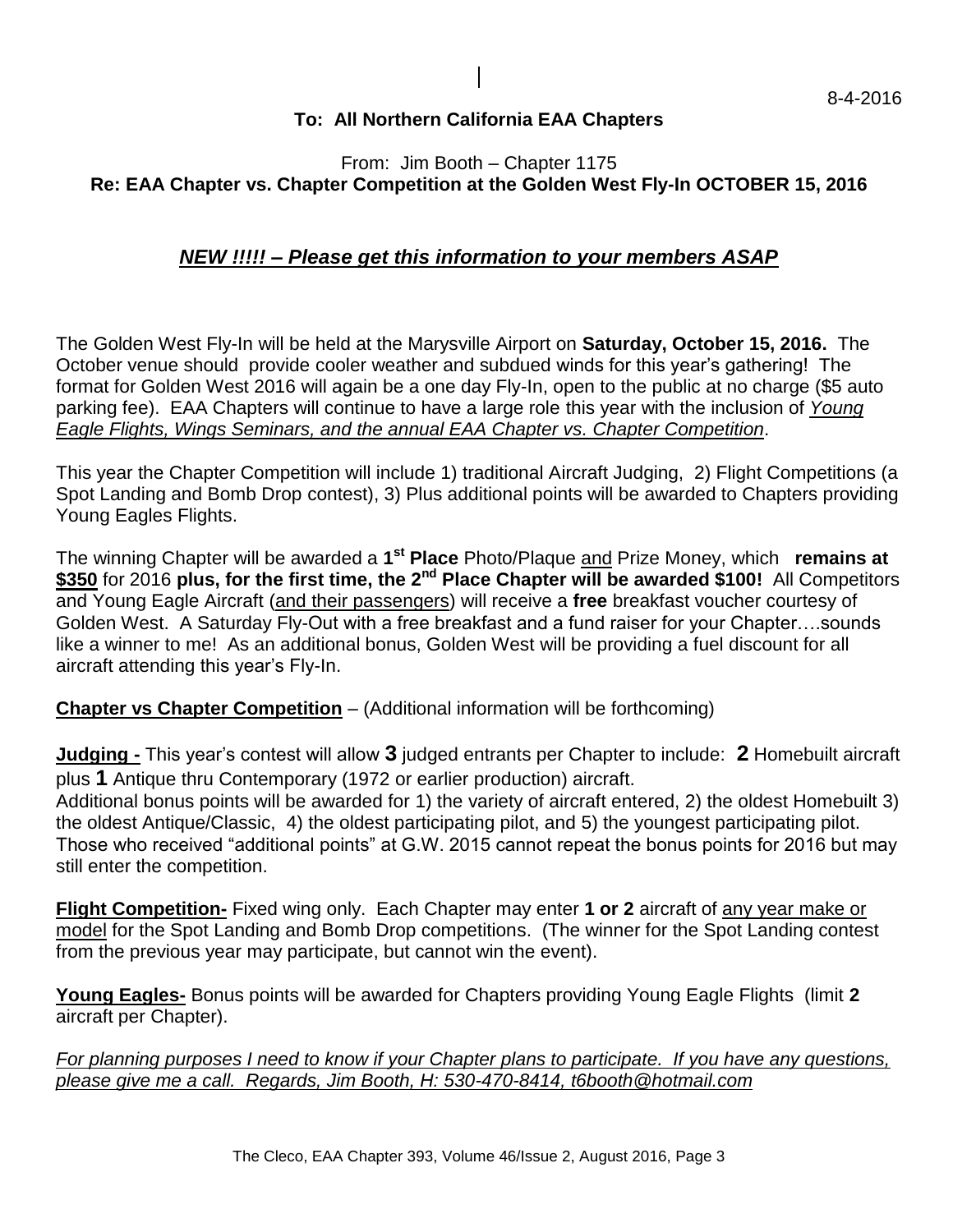8-4-2016

**To: All Northern California EAA Chapters**

From: Jim Booth – Chapter 1175

**Re: EAA Chapter vs. Chapter Competition at the Golden West Fly-In OCTOBER 15, 2016**

***NEW !!!!! – Please get this information to your members ASAP***

The Golden West Fly-In will be held at the Marysville Airport on **Saturday, October 15, 2016.** The October venue should provide cooler weather and subdued winds for this year's gathering! The format for Golden West 2016 will again be a one day Fly-In, open to the public at no charge ($5 auto parking fee). EAA Chapters will continue to have a large role this year with the inclusion of *Young Eagle Flights, Wings Seminars, and the annual EAA Chapter vs. Chapter Competition*.

This year the Chapter Competition will include 1) traditional Aircraft Judging, 2) Flight Competitions (a Spot Landing and Bomb Drop contest), 3) Plus additional points will be awarded to Chapters providing Young Eagles Flights.

The winning Chapter will be awarded a **1st Place** Photo/Plaque and Prize Money, which **remains at $350** for 2016 **plus, for the first time, the 2nd Place Chapter will be awarded $100!** All Competitors and Young Eagle Aircraft (and their passengers) will receive a **free** breakfast voucher courtesy of Golden West. A Saturday Fly-Out with a free breakfast and a fund raiser for your Chapter….sounds like a winner to me! As an additional bonus, Golden West will be providing a fuel discount for all aircraft attending this year's Fly-In.

**Chapter vs Chapter Competition** – (Additional information will be forthcoming)

**Judging -** This year's contest will allow **3** judged entrants per Chapter to include: **2** Homebuilt aircraft plus **1** Antique thru Contemporary (1972 or earlier production) aircraft.
Additional bonus points will be awarded for 1) the variety of aircraft entered, 2) the oldest Homebuilt 3) the oldest Antique/Classic, 4) the oldest participating pilot, and 5) the youngest participating pilot. Those who received "additional points" at G.W. 2015 cannot repeat the bonus points for 2016 but may still enter the competition.

**Flight Competition-** Fixed wing only. Each Chapter may enter **1 or 2** aircraft of any year make or model for the Spot Landing and Bomb Drop competitions. (The winner for the Spot Landing contest from the previous year may participate, but cannot win the event).

**Young Eagles-** Bonus points will be awarded for Chapters providing Young Eagle Flights (limit **2** aircraft per Chapter).

*For planning purposes I need to know if your Chapter plans to participate. If you have any questions, please give me a call. Regards, Jim Booth, H: 530-470-8414, t6booth@hotmail.com*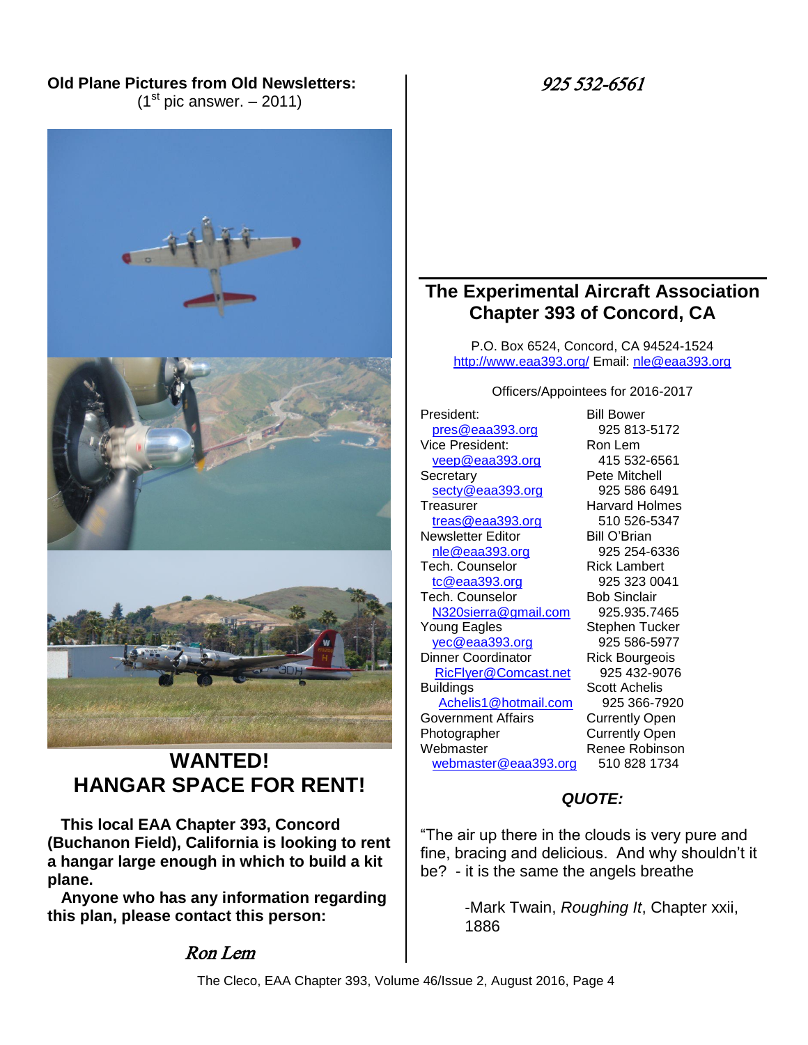**Old Plane Pictures from Old Newsletters:**

(1st pic answer. – 2011)

## WANTED! HANGAR SPACE FOR RENT!

**This local EAA Chapter 393, Concord (Buchanon Field), California is looking to rent a hangar large enough in which to build a kit plane.**

**Anyone who has any information regarding this plan, please contact this person:**

*Ron Lem*

*925 532-6561*

## The Experimental Aircraft Association Chapter 393 of Concord, CA

P.O. Box 6524, Concord, CA 94524-1524
http://www.eaa393.org/ Email: nle@eaa393.org

Officers/Appointees for 2016-2017

| Position | Name / Phone |
|---|---|
| President: pres@eaa393.org | Bill Bower 925 813-5172 |
| Vice President: veep@eaa393.org | Ron Lem 415 532-6561 |
| Secretary secty@eaa393.org | Pete Mitchell 925 586 6491 |
| Treasurer treas@eaa393.org | Harvard Holmes 510 526-5347 |
| Newsletter Editor nle@eaa393.org | Bill O'Brian 925 254-6336 |
| Tech. Counselor tc@eaa393.org | Rick Lambert 925 323 0041 |
| Tech. Counselor N320sierra@gmail.com | Bob Sinclair 925.935.7465 |
| Young Eagles yec@eaa393.org | Stephen Tucker 925 586-5977 |
| Dinner Coordinator RicFlyer@Comcast.net | Rick Bourgeois 925 432-9076 |
| Buildings Achelis1@hotmail.com | Scott Achelis 925 366-7920 |
| Government Affairs | Currently Open |
| Photographer | Currently Open |
| Webmaster webmaster@eaa393.org | Renee Robinson 510 828 1734 |

***QUOTE:***

"The air up there in the clouds is very pure and fine, bracing and delicious. And why shouldn't it be? - it is the same the angels breathe

-Mark Twain, *Roughing It*, Chapter xxii, 1886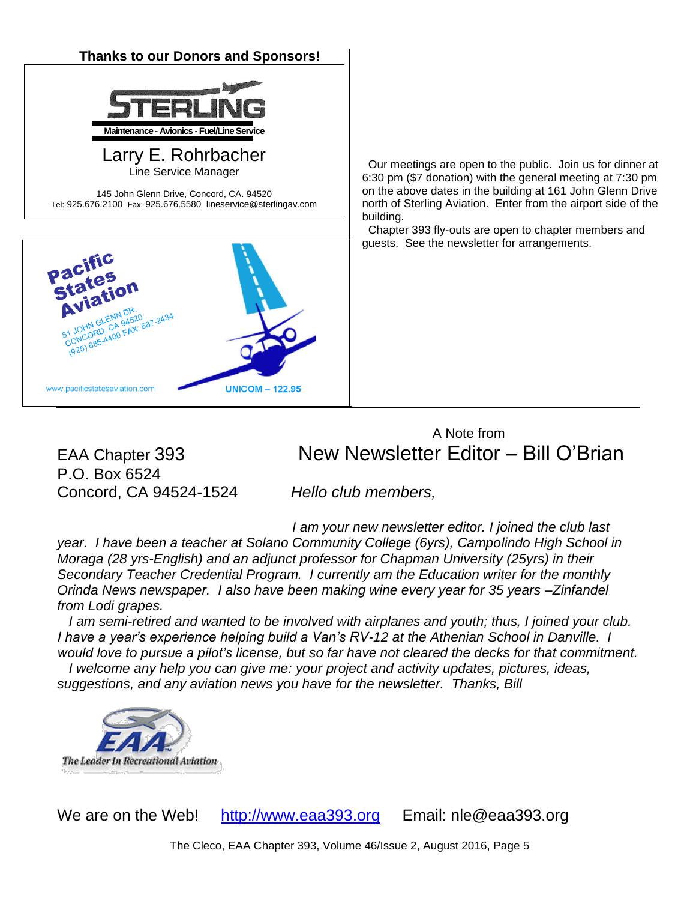**Thanks to our Donors and Sponsors!**

STERLING

Maintenance - Avionics - Fuel/Line Service

Larry E. Rohrbacher
Line Service Manager

145 John Glenn Drive, Concord, CA. 94520
Tel: 925.676.2100 Fax: 925.676.5580 lineservice@sterlingav.com

Pacific States Aviation

51 JOHN GLENN DR.
CONCORD, CA 94520
(925) 685-4400 FAX: 687-2434

www.pacificstatesaviation.com

UNICOM – 122.95

Our meetings are open to the public. Join us for dinner at 6:30 pm ($7 donation) with the general meeting at 7:30 pm on the above dates in the building at 161 John Glenn Drive north of Sterling Aviation. Enter from the airport side of the building.

Chapter 393 fly-outs are open to chapter members and guests. See the newsletter for arrangements.

EAA Chapter 393
P.O. Box 6524
Concord, CA 94524-1524

A Note from

## New Newsletter Editor – Bill O'Brian

*Hello club members,*

*I am your new newsletter editor. I joined the club last year. I have been a teacher at Solano Community College (6yrs), Campolindo High School in Moraga (28 yrs-English) and an adjunct professor for Chapman University (25yrs) in their Secondary Teacher Credential Program. I currently am the Education writer for the monthly Orinda News newspaper. I also have been making wine every year for 35 years –Zinfandel from Lodi grapes.*

*I am semi-retired and wanted to be involved with airplanes and youth; thus, I joined your club. I have a year's experience helping build a Van's RV-12 at the Athenian School in Danville. I would love to pursue a pilot's license, but so far have not cleared the decks for that commitment.*

*I welcome any help you can give me: your project and activity updates, pictures, ideas, suggestions, and any aviation news you have for the newsletter. Thanks, Bill*

EAA
The Leader In Recreational Aviation

We are on the Web! http://www.eaa393.org Email: nle@eaa393.org